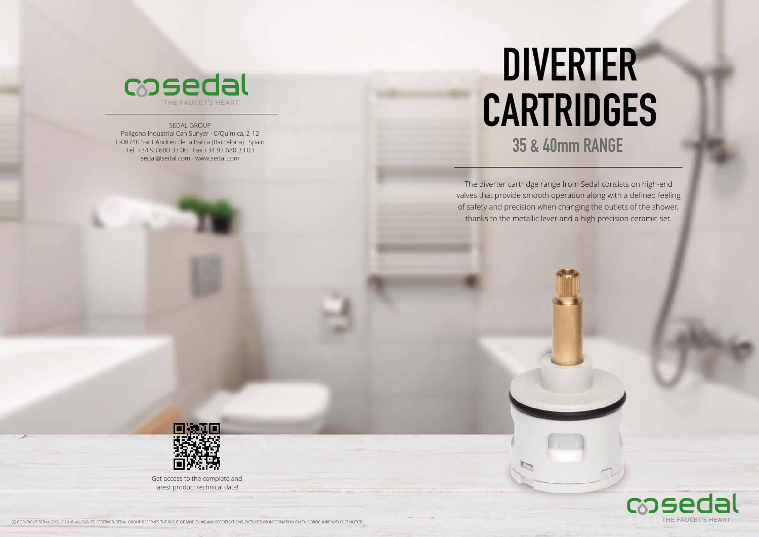sedal

THE FAUCET'S HEART

SEDAL GROUP
Polígono Industrial Can Sunyer · C/Química, 2-12
E-08740 Sant Andreu de la Barca (Barcelona) · Spain
Tel. +34 93 680 33 00 · Fax +34 93 680 33 03
sedal@sedal.com · www.sedal.com

Get access to the complete and latest product technical data!

(C) COPYRIGHT SEDAL GROUP 2018. ALL RIGHTS RESERVED. SEDAL GROUP RESERVES THE RIGHT OF MODIFYING ANY SPECIFICATIONS, PICTURES OR INFORMATION ON THIS BROCHURE WITHOUT NOTICE

# DIVERTER CARTRIDGES

## 35 & 40mm RANGE

The diverter cartridge range from Sedal consists on high-end valves that provide smooth operation along with a defined feeling of safety and precision when changing the outlets of the shower, thanks to the metallic lever and a high precision ceramic set.

sedal

THE FAUCET'S HEART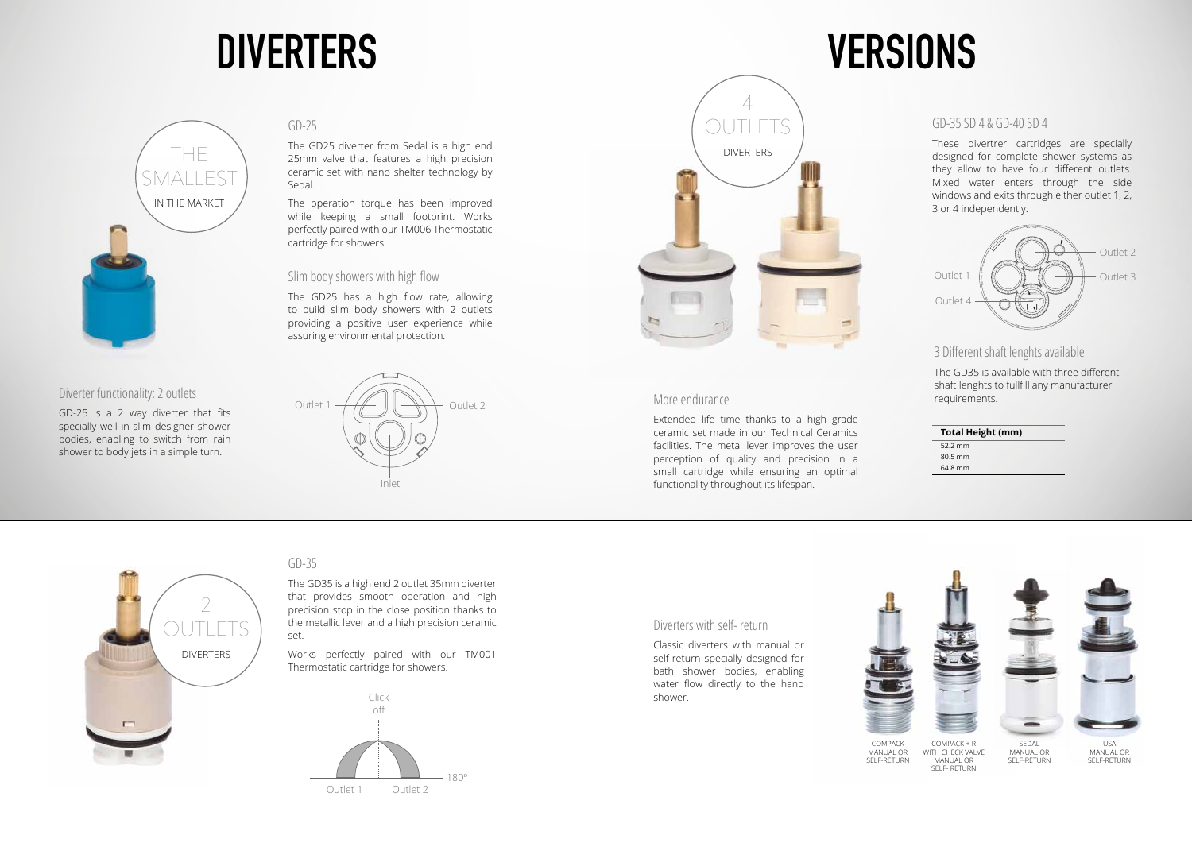# DIVERTERS

# VERSIONS

THE SMALLEST IN THE MARKET

## GD-25

The GD25 diverter from Sedal is a high end 25mm valve that features a high precision ceramic set with nano shelter technology by Sedal.

The operation torque has been improved while keeping a small footprint. Works perfectly paired with our TM006 Thermostatic cartridge for showers.

### Slim body showers with high flow

The GD25 has a high flow rate, allowing to build slim body showers with 2 outlets providing a positive user experience while assuring environmental protection.

### Diverter functionality: 2 outlets

GD-25 is a 2 way diverter that fits specially well in slim designer shower bodies, enabling to switch from rain shower to body jets in a simple turn.

Outlet 1
Outlet 2
Inlet

4 OUTLETS DIVERTERS

### More endurance

Extended life time thanks to a high grade ceramic set made in our Technical Ceramics facilities. The metal lever improves the user perception of quality and precision in a small cartridge while ensuring an optimal functionality throughout its lifespan.

## GD-35 SD 4 & GD-40 SD 4

These divertrer cartridges are specially designed for complete shower systems as they allow to have four different outlets. Mixed water enters through the side windows and exits through either outlet 1, 2, 3 or 4 independently.

Outlet 1
Outlet 2
Outlet 3
Outlet 4

### 3 Different shaft lenghts available

The GD35 is available with three different shaft lenghts to fullfill any manufacturer requirements.

| Total Height (mm) |
|---|
| 52.2 mm |
| 80.5 mm |
| 64.8 mm |

2 OUTLETS DIVERTERS

## GD-35

The GD35 is a high end 2 outlet 35mm diverter that provides smooth operation and high precision stop in the close position thanks to the metallic lever and a high precision ceramic set.

Works perfectly paired with our TM001 Thermostatic cartridge for showers.

Click
off
180°
Outlet 1
Outlet 2

### Diverters with self- return

Classic diverters with manual or self-return specially designed for bath shower bodies, enabling water flow directly to the hand shower.

COMPACK MANUAL OR SELF-RETURN

COMPACK + R WITH CHECK VALVE MANUAL OR SELF- RETURN

SEDAL MANUAL OR SELF-RETURN

USA MANUAL OR SELF-RETURN